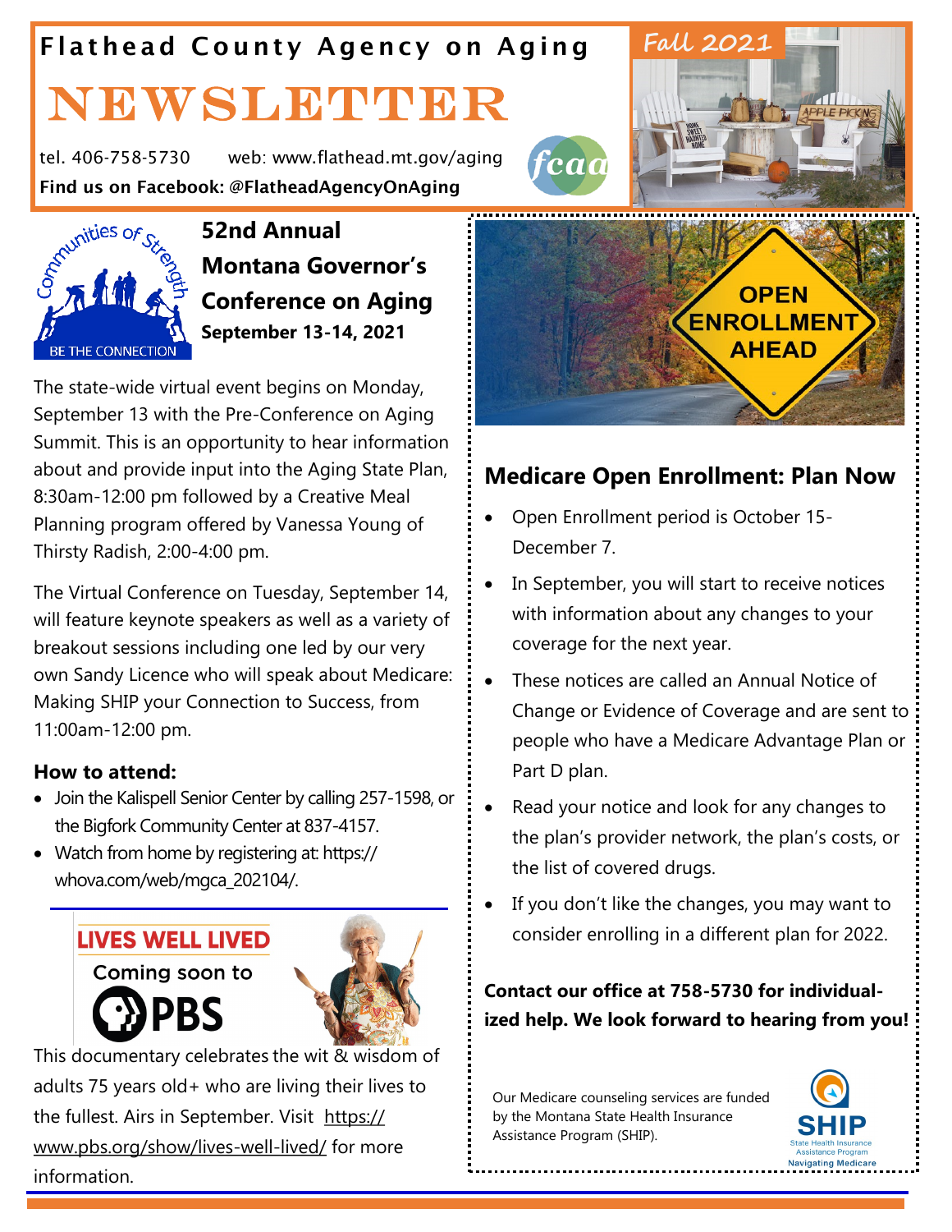# Flathead County Agency on Aging

# NEWSLETTER

**Fall 2021**

tel. 406-758-5730 web: www.flathead.mt.gov/aging

**Find us on Facebook: @FlatheadAgencyOnAging**

## 52nd Annual Montana Governor's Conference on Aging

**September 13-14, 2021**

The state-wide virtual event begins on Monday, September 13 with the Pre-Conference on Aging Summit. This is an opportunity to hear information about and provide input into the Aging State Plan, 8:30am-12:00 pm followed by a Creative Meal Planning program offered by Vanessa Young of Thirsty Radish, 2:00-4:00 pm.

The Virtual Conference on Tuesday, September 14, will feature keynote speakers as well as a variety of breakout sessions including one led by our very own Sandy Licence who will speak about Medicare: Making SHIP your Connection to Success, from 11:00am-12:00 pm.

**How to attend:**

- Join the Kalispell Senior Center by calling 257-1598, or the Bigfork Community Center at 837-4157.
- Watch from home by registering at: https://whova.com/web/mgca_202104/.

## LIVES WELL LIVED

Coming soon to PBS

This documentary celebrates the wit & wisdom of adults 75 years old+ who are living their lives to the fullest. Airs in September. Visit https://www.pbs.org/show/lives-well-lived/ for more information.

## Medicare Open Enrollment: Plan Now

- Open Enrollment period is October 15-December 7.
- In September, you will start to receive notices with information about any changes to your coverage for the next year.
- These notices are called an Annual Notice of Change or Evidence of Coverage and are sent to people who have a Medicare Advantage Plan or Part D plan.
- Read your notice and look for any changes to the plan's provider network, the plan's costs, or the list of covered drugs.
- If you don't like the changes, you may want to consider enrolling in a different plan for 2022.

**Contact our office at 758-5730 for individualized help. We look forward to hearing from you!**

Our Medicare counseling services are funded by the Montana State Health Insurance Assistance Program (SHIP).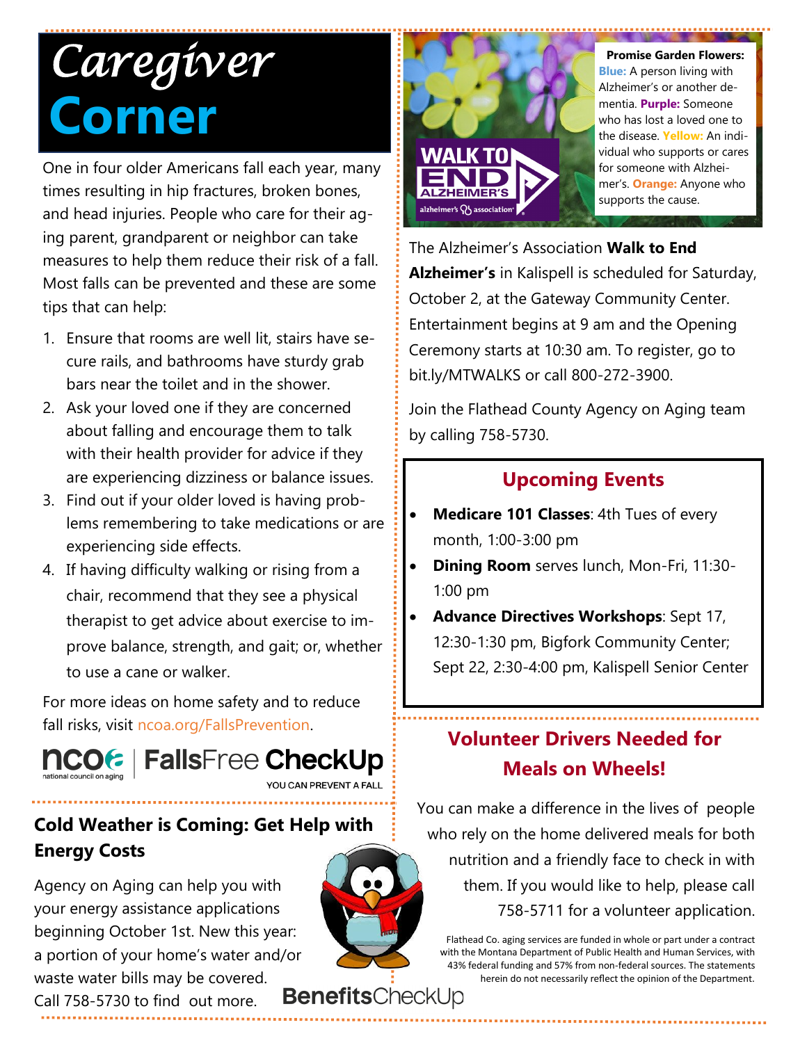# Caregiver Corner

One in four older Americans fall each year, many times resulting in hip fractures, broken bones, and head injuries. People who care for their aging parent, grandparent or neighbor can take measures to help them reduce their risk of a fall. Most falls can be prevented and these are some tips that can help:

1. Ensure that rooms are well lit, stairs have secure rails, and bathrooms have sturdy grab bars near the toilet and in the shower.
2. Ask your loved one if they are concerned about falling and encourage them to talk with their health provider for advice if they are experiencing dizziness or balance issues.
3. Find out if your older loved is having problems remembering to take medications or are experiencing side effects.
4. If having difficulty walking or rising from a chair, recommend that they see a physical therapist to get advice about exercise to improve balance, strength, and gait; or, whether to use a cane or walker.

For more ideas on home safety and to reduce fall risks, visit ncoa.org/FallsPrevention.

ncoa national council on aging | FallsFree CheckUp
YOU CAN PREVENT A FALL

## Cold Weather is Coming: Get Help with Energy Costs

Agency on Aging can help you with your energy assistance applications beginning October 1st. New this year: a portion of your home's water and/or waste water bills may be covered. Call 758-5730 to find out more.

BenefitsCheckUp

WALK TO END ALZHEIMER'S
alzheimer's association

**Promise Garden Flowers:** **Blue:** A person living with Alzheimer's or another dementia. **Purple:** Someone who has lost a loved one to the disease. **Yellow:** An individual who supports or cares for someone with Alzheimer's. **Orange:** Anyone who supports the cause.

The Alzheimer's Association **Walk to End Alzheimer's** in Kalispell is scheduled for Saturday, October 2, at the Gateway Community Center. Entertainment begins at 9 am and the Opening Ceremony starts at 10:30 am. To register, go to bit.ly/MTWALKS or call 800-272-3900.

Join the Flathead County Agency on Aging team by calling 758-5730.

## Upcoming Events

- **Medicare 101 Classes**: 4th Tues of every month, 1:00-3:00 pm
- **Dining Room** serves lunch, Mon-Fri, 11:30-1:00 pm
- **Advance Directives Workshops**: Sept 17, 12:30-1:30 pm, Bigfork Community Center; Sept 22, 2:30-4:00 pm, Kalispell Senior Center

## Volunteer Drivers Needed for Meals on Wheels!

You can make a difference in the lives of people who rely on the home delivered meals for both nutrition and a friendly face to check in with them. If you would like to help, please call 758-5711 for a volunteer application.

Flathead Co. aging services are funded in whole or part under a contract with the Montana Department of Public Health and Human Services, with 43% federal funding and 57% from non-federal sources. The statements herein do not necessarily reflect the opinion of the Department.